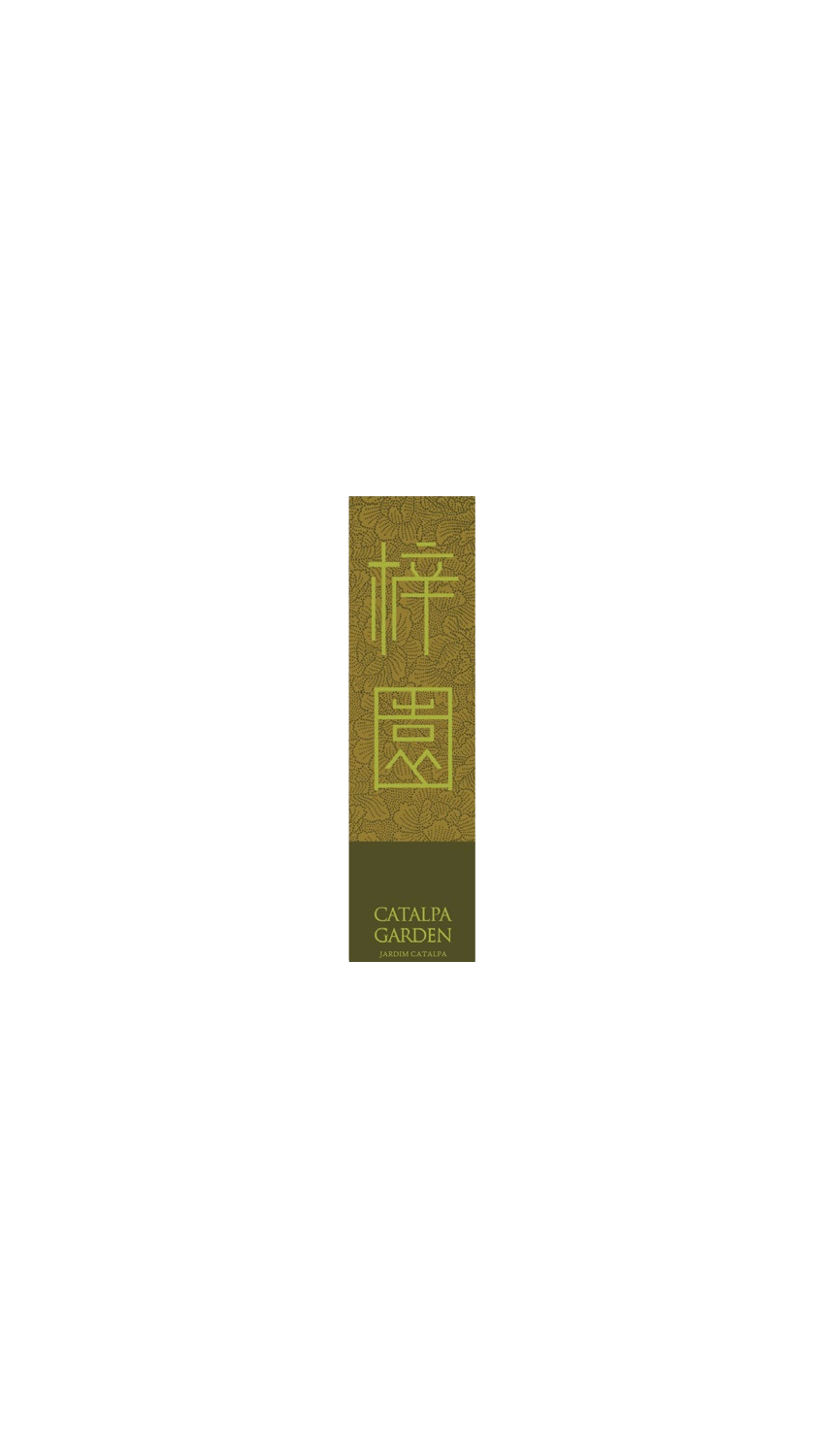梓園

CATALPA GARDEN

JARDIM CATALPA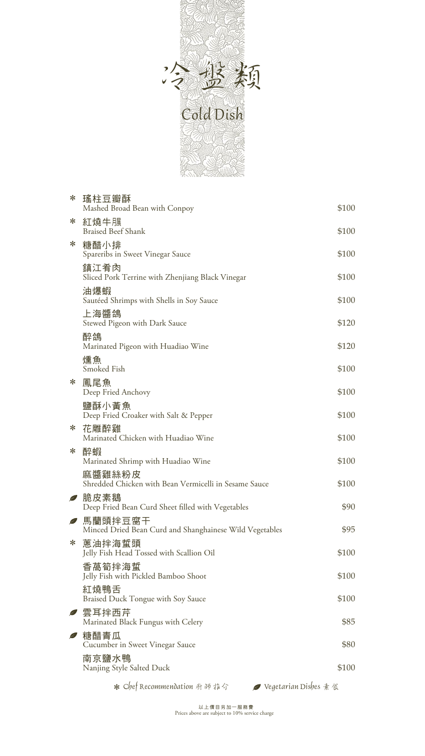# 冷盤類

## Cold Dish

| | | |
|---|---|---|
| * | 瑤柱豆瓣酥<br>Mashed Broad Bean with Conpoy | $100 |
| * | 紅燒牛腵<br>Braised Beef Shank | $100 |
| * | 糖醋小排<br>Spareribs in Sweet Vinegar Sauce | $100 |
| | 鎮江肴肉<br>Sliced Pork Terrine with Zhenjiang Black Vinegar | $100 |
| | 油爆蝦<br>Sautéed Shrimps with Shells in Soy Sauce | $100 |
| | 上海醬鴿<br>Stewed Pigeon with Dark Sauce | $120 |
| | 醉鴿<br>Marinated Pigeon with Huadiao Wine | $120 |
| | 燻魚<br>Smoked Fish | $100 |
| * | 鳳尾魚<br>Deep Fried Anchovy | $100 |
| | 鹽酥小黃魚<br>Deep Fried Croaker with Salt & Pepper | $100 |
| * | 花雕醉雞<br>Marinated Chicken with Huadiao Wine | $100 |
| * | 醉蝦<br>Marinated Shrimp with Huadiao Wine | $100 |
| | 麻醬雞絲粉皮<br>Shredded Chicken with Bean Vermicelli in Sesame Sauce | $100 |
| 🍃 | 脆皮素鵝<br>Deep Fried Bean Curd Sheet filled with Vegetables | $90 |
| 🍃 | 馬蘭頭拌豆腐干<br>Minced Dried Bean Curd and Shanghainese Wild Vegetables | $95 |
| * | 蔥油拌海蜇頭<br>Jelly Fish Head Tossed with Scallion Oil | $100 |
| | 香萵筍拌海蜇<br>Jelly Fish with Pickled Bamboo Shoot | $100 |
| | 紅燒鴨舌<br>Braised Duck Tongue with Soy Sauce | $100 |
| 🍃 | 雲耳拌西芹<br>Marinated Black Fungus with Celery | $85 |
| 🍃 | 糖醋青瓜<br>Cucumber in Sweet Vinegar Sauce | $80 |
| | 南京鹽水鴨<br>Nanjing Style Salted Duck | $100 |

* Chef Recommendation 廚師推介　　🍃 Vegetarian Dishes 素食

以上價目另加一服務費
Prices above are subject to 10% service charge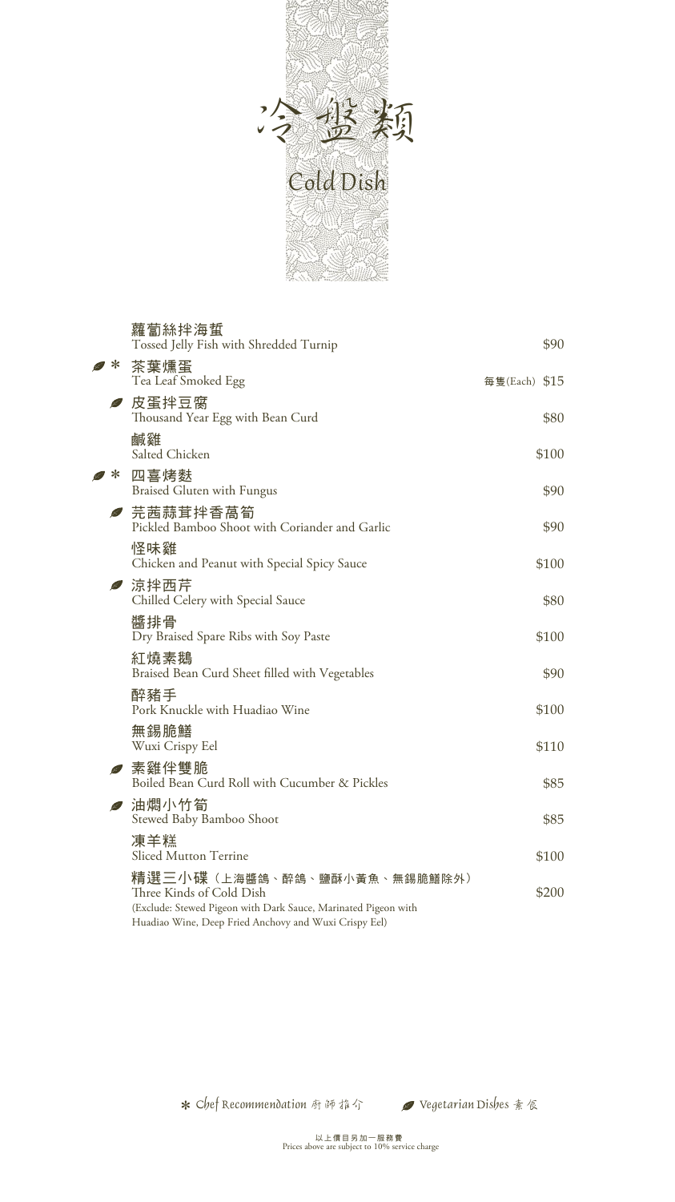# 冷盤類

## Cold Dish

| | | |
|---|---|---|
| | 蘿蔔絲拌海蜇<br>Tossed Jelly Fish with Shredded Turnip | $90 |
| 🌿 * | 茶葉燻蛋<br>Tea Leaf Smoked Egg | 每隻(Each) $15 |
| 🌿 | 皮蛋拌豆腐<br>Thousand Year Egg with Bean Curd | $80 |
| | 鹹雞<br>Salted Chicken | $100 |
| 🌿 * | 四喜烤麩<br>Braised Gluten with Fungus | $90 |
| 🌿 | 芫茜蒜茸拌香萵筍<br>Pickled Bamboo Shoot with Coriander and Garlic | $90 |
| | 怪味雞<br>Chicken and Peanut with Special Spicy Sauce | $100 |
| 🌿 | 涼拌西芹<br>Chilled Celery with Special Sauce | $80 |
| | 醬排骨<br>Dry Braised Spare Ribs with Soy Paste | $100 |
| | 紅燒素鵝<br>Braised Bean Curd Sheet filled with Vegetables | $90 |
| | 醉豬手<br>Pork Knuckle with Huadiao Wine | $100 |
| | 無錫脆鱔<br>Wuxi Crispy Eel | $110 |
| 🌿 | 素雞伴雙脆<br>Boiled Bean Curd Roll with Cucumber & Pickles | $85 |
| 🌿 | 油燜小竹筍<br>Stewed Baby Bamboo Shoot | $85 |
| | 凍羊糕<br>Sliced Mutton Terrine | $100 |
| | 精選三小碟（上海醬鴿、醉鴿、鹽酥小黃魚、無錫脆鱔除外）<br>Three Kinds of Cold Dish<br>(Exclude: Stewed Pigeon with Dark Sauce, Marinated Pigeon with Huadiao Wine, Deep Fried Anchovy and Wuxi Crispy Eel) | $200 |

* Chef Recommendation 廚師推介　　🌿 Vegetarian Dishes 素食

以上價目另加一服務費
Prices above are subject to 10% service charge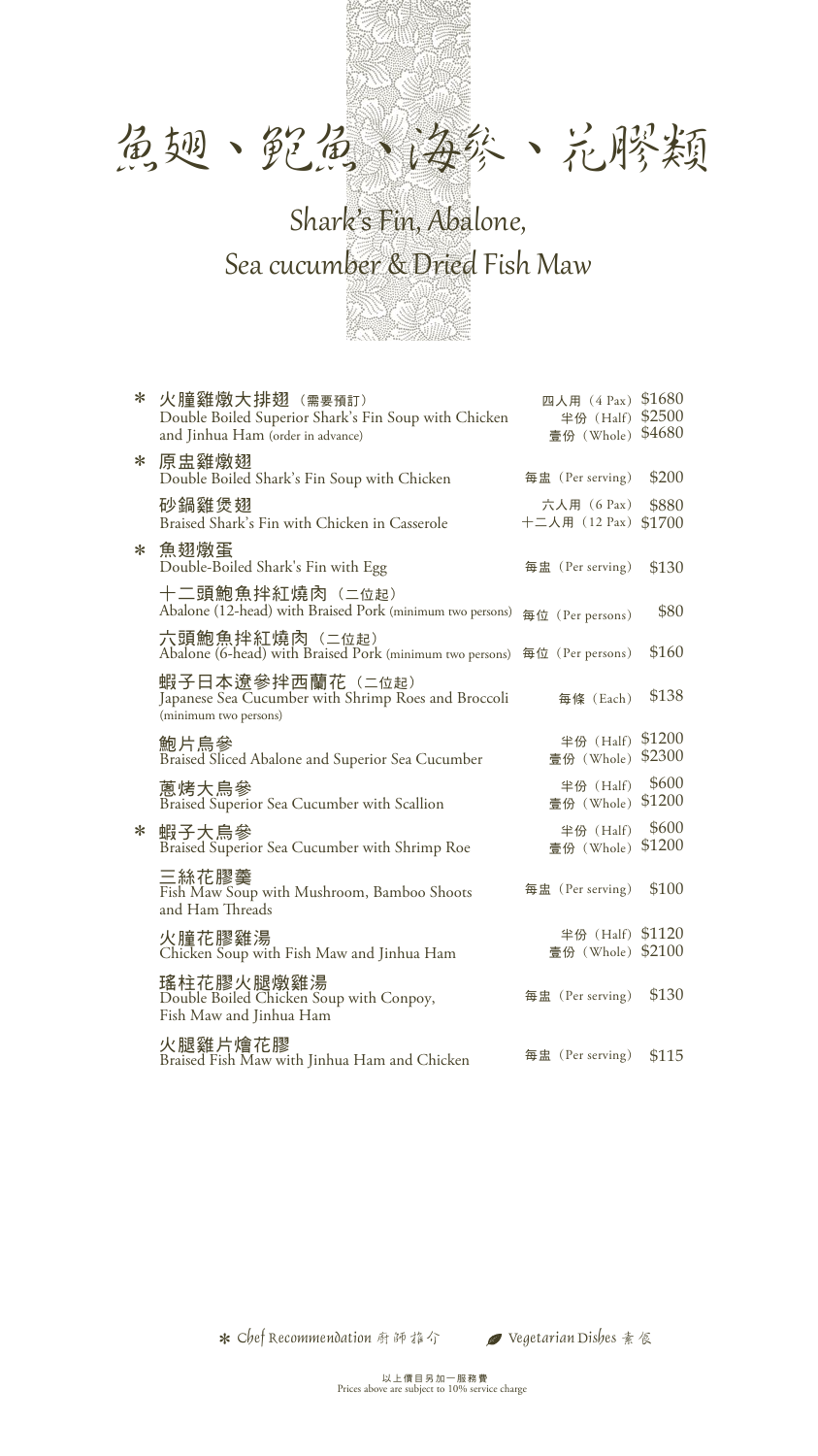# 魚翅、鮑魚、海參、花膠類

## Shark's Fin, Abalone, Sea cucumber & Dried Fish Maw

| | | | |
|---|---|---|---|
| * | 火朣雞燉大排翅（需要預訂）<br>Double Boiled Superior Shark's Fin Soup with Chicken and Jinhua Ham (order in advance) | 四人用（4 Pax）<br>半份（Half）<br>壹份（Whole） | $1680<br>$2500<br>$4680 |
| * | 原盅雞燉翅<br>Double Boiled Shark's Fin Soup with Chicken | 每盅（Per serving） | $200 |
| | 砂鍋雞煲翅<br>Braised Shark's Fin with Chicken in Casserole | 六人用（6 Pax）<br>十二人用（12 Pax） | $880<br>$1700 |
| * | 魚翅燉蛋<br>Double-Boiled Shark's Fin with Egg | 每盅（Per serving） | $130 |
| | 十二頭鮑魚拌紅燒肉（二位起）<br>Abalone (12-head) with Braised Pork (minimum two persons) | 每位（Per persons） | $80 |
| | 六頭鮑魚拌紅燒肉（二位起）<br>Abalone (6-head) with Braised Pork (minimum two persons) | 每位（Per persons） | $160 |
| | 蝦子日本遼參拌西蘭花（二位起）<br>Japanese Sea Cucumber with Shrimp Roes and Broccoli (minimum two persons) | 每條（Each） | $138 |
| | 鮑片烏參<br>Braised Sliced Abalone and Superior Sea Cucumber | 半份（Half）<br>壹份（Whole） | $1200<br>$2300 |
| | 蔥烤大烏參<br>Braised Superior Sea Cucumber with Scallion | 半份（Half）<br>壹份（Whole） | $600<br>$1200 |
| * | 蝦子大烏參<br>Braised Superior Sea Cucumber with Shrimp Roe | 半份（Half）<br>壹份（Whole） | $600<br>$1200 |
| | 三絲花膠羹<br>Fish Maw Soup with Mushroom, Bamboo Shoots and Ham Threads | 每盅（Per serving） | $100 |
| | 火朣花膠雞湯<br>Chicken Soup with Fish Maw and Jinhua Ham | 半份（Half）<br>壹份（Whole） | $1120<br>$2100 |
| | 瑤柱花膠火腿燉雞湯<br>Double Boiled Chicken Soup with Conpoy, Fish Maw and Jinhua Ham | 每盅（Per serving） | $130 |
| | 火腿雞片燴花膠<br>Braised Fish Maw with Jinhua Ham and Chicken | 每盅（Per serving） | $115 |

* Chef Recommendation 廚師推介　　Vegetarian Dishes 素食

以上價目另加一服務費
Prices above are subject to 10% service charge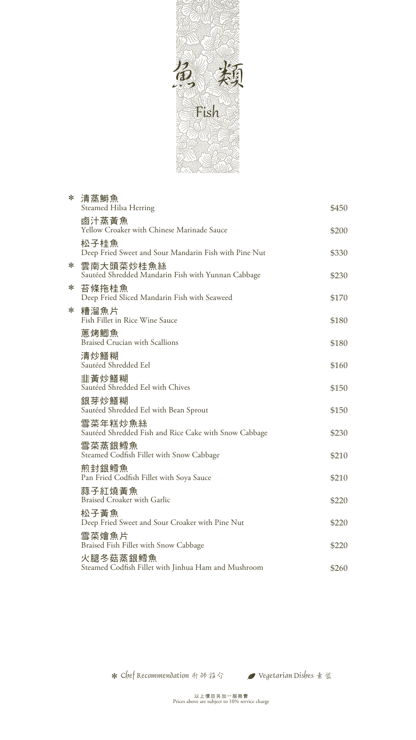# 魚類

## Fish

| | Dish | Price |
|---|---|---|
| * | 清蒸鰣魚<br>Steamed Hilsa Herring | $450 |
| | 鹵汁蒸黃魚<br>Yellow Croaker with Chinese Marinade Sauce | $200 |
| | 松子桂魚<br>Deep Fried Sweet and Sour Mandarin Fish with Pine Nut | $330 |
| * | 雲南大頭菜炒桂魚絲<br>Sautéed Shredded Mandarin Fish with Yunnan Cabbage | $230 |
| * | 苔條拖桂魚<br>Deep Fried Sliced Mandarin Fish with Seaweed | $170 |
| * | 糟溜魚片<br>Fish Fillet in Rice Wine Sauce | $180 |
| | 蔥烤鯽魚<br>Braised Crucian with Scallions | $180 |
| | 清炒鱔糊<br>Sautéed Shredded Eel | $160 |
| | 韭黃炒鱔糊<br>Sautéed Shredded Eel with Chives | $150 |
| | 銀芽炒鱔糊<br>Sautéed Shredded Eel with Bean Sprout | $150 |
| | 雪菜年糕炒魚絲<br>Sautéed Shredded Fish and Rice Cake with Snow Cabbage | $230 |
| | 雪菜蒸銀鱈魚<br>Steamed Codfish Fillet with Snow Cabbage | $210 |
| | 煎封銀鱈魚<br>Pan Fried Codfish Fillet with Soya Sauce | $210 |
| | 蒜子紅燒黃魚<br>Braised Croaker with Garlic | $220 |
| | 松子黃魚<br>Deep Fried Sweet and Sour Croaker with Pine Nut | $220 |
| | 雪菜燴魚片<br>Braised Fish Fillet with Snow Cabbage | $220 |
| | 火腿冬菇蒸銀鱈魚<br>Steamed Codfish Fillet with Jinhua Ham and Mushroom | $260 |

* Chef Recommendation 廚師推介　　Vegetarian Dishes 素食

以上價目另加一服務費
Prices above are subject to 10% service charge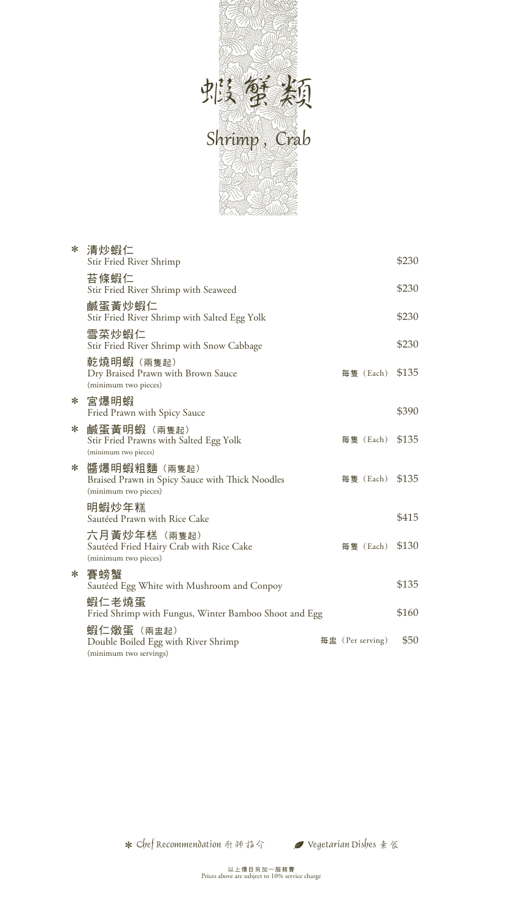# 蝦蟹類

## Shrimp , Crab

| | | | |
|---|---|---|---|
| * | 清炒蝦仁<br>Stir Fried River Shrimp | | $230 |
| | 苔條蝦仁<br>Stir Fried River Shrimp with Seaweed | | $230 |
| | 鹹蛋黃炒蝦仁<br>Stir Fried River Shrimp with Salted Egg Yolk | | $230 |
| | 雪菜炒蝦仁<br>Stir Fried River Shrimp with Snow Cabbage | | $230 |
| | 乾燒明蝦（兩隻起）<br>Dry Braised Prawn with Brown Sauce<br>(minimum two pieces) | 每隻（Each） | $135 |
| * | 宮爆明蝦<br>Fried Prawn with Spicy Sauce | | $390 |
| * | 鹹蛋黃明蝦（兩隻起）<br>Stir Fried Prawns with Salted Egg Yolk<br>(minimum two pieces) | 每隻（Each） | $135 |
| * | 醬爆明蝦粗麵（兩隻起）<br>Braised Prawn in Spicy Sauce with Thick Noodles<br>(minimum two pieces) | 每隻（Each） | $135 |
| | 明蝦炒年糕<br>Sautéed Prawn with Rice Cake | | $415 |
| | 六月黃炒年糕（兩隻起）<br>Sautéed Fried Hairy Crab with Rice Cake<br>(minimum two pieces) | 每隻（Each） | $130 |
| * | 賽螃蟹<br>Sautéed Egg White with Mushroom and Conpoy | | $135 |
| | 蝦仁老燒蛋<br>Fried Shrimp with Fungus, Winter Bamboo Shoot and Egg | | $160 |
| | 蝦仁燉蛋（兩盅起）<br>Double Boiled Egg with River Shrimp<br>(minimum two servings) | 每盅（Per serving） | $50 |

* Chef Recommendation 廚師推介　　Vegetarian Dishes 素食

以上價目另加一服務費
Prices above are subject to 10% service charge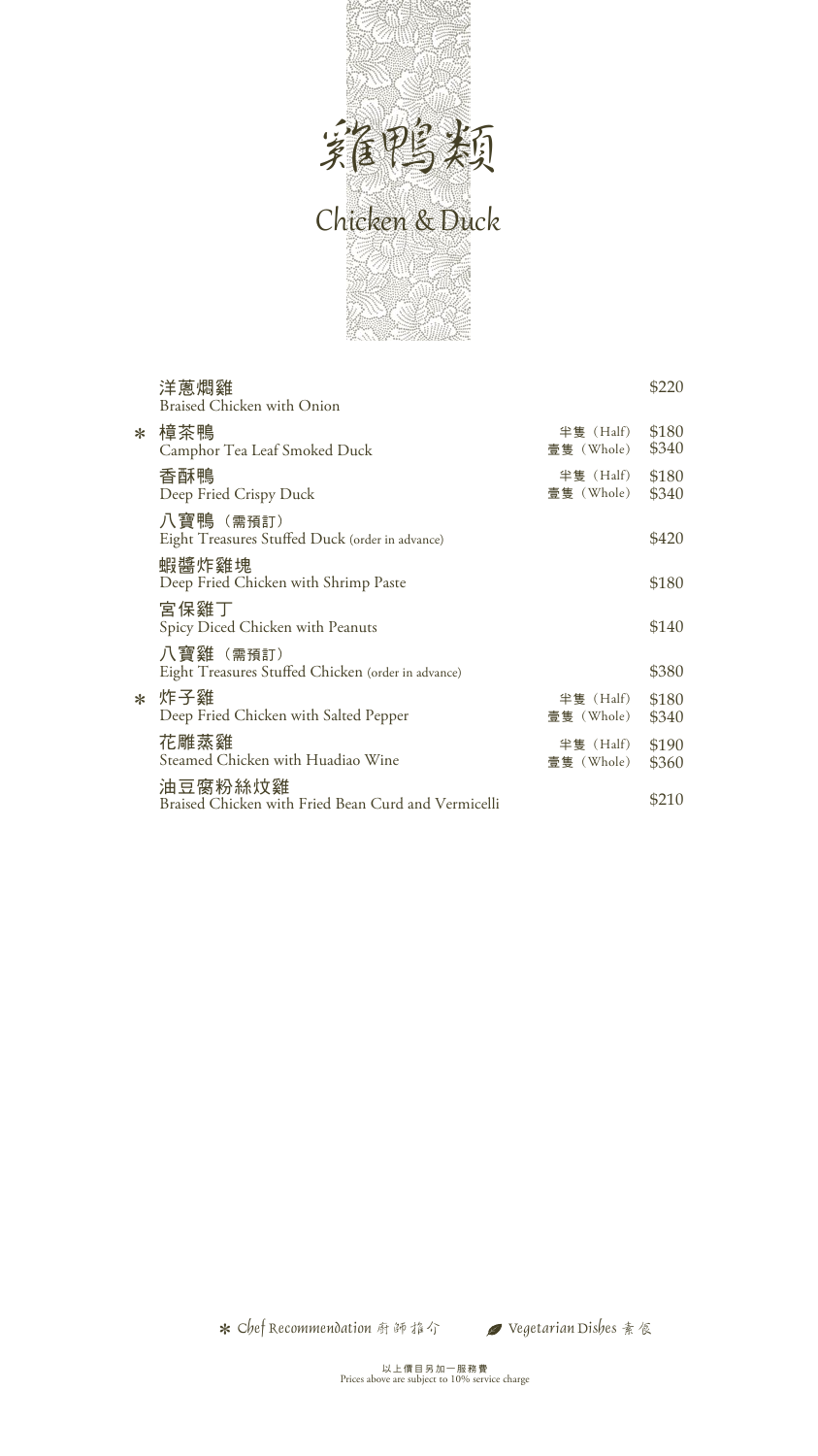# 雞鴨類

# Chicken & Duck

| | | | |
|---|---|---|---|
| | 洋蔥焗雞<br>Braised Chicken with Onion | | $220 |
| * | 樟茶鴨<br>Camphor Tea Leaf Smoked Duck | 半隻（Half）<br>壹隻（Whole） | $180<br>$340 |
| | 香酥鴨<br>Deep Fried Crispy Duck | 半隻（Half）<br>壹隻（Whole） | $180<br>$340 |
| | 八寶鴨（需預訂）<br>Eight Treasures Stuffed Duck (order in advance) | | $420 |
| | 蝦醬炸雞塊<br>Deep Fried Chicken with Shrimp Paste | | $180 |
| | 宮保雞丁<br>Spicy Diced Chicken with Peanuts | | $140 |
| | 八寶雞（需預訂）<br>Eight Treasures Stuffed Chicken (order in advance) | | $380 |
| * | 炸子雞<br>Deep Fried Chicken with Salted Pepper | 半隻（Half）<br>壹隻（Whole） | $180<br>$340 |
| | 花雕蒸雞<br>Steamed Chicken with Huadiao Wine | 半隻（Half）<br>壹隻（Whole） | $190<br>$360 |
| | 油豆腐粉絲炆雞<br>Braised Chicken with Fried Bean Curd and Vermicelli | | $210 |

* Chef Recommendation 廚師推介 Vegetarian Dishes 素食

以上價目另加一服務費
Prices above are subject to 10% service charge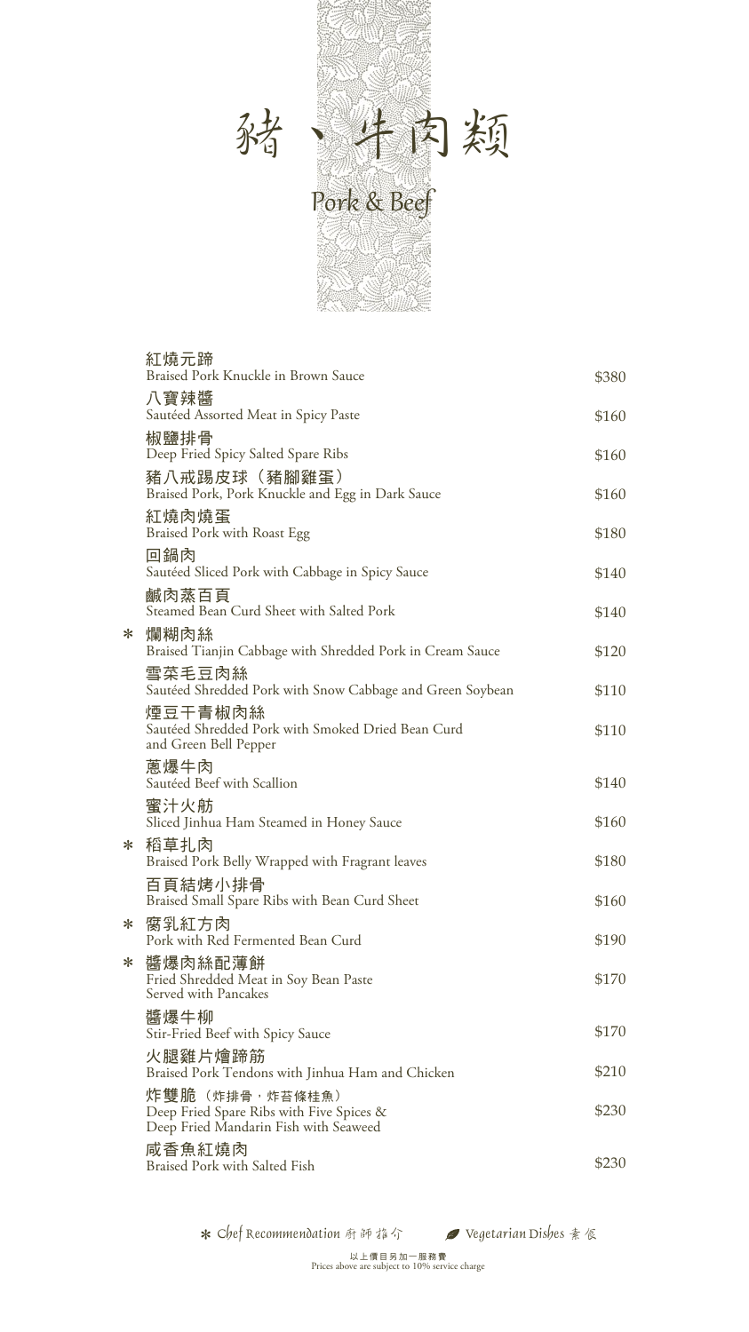# 豬、牛肉類

## Pork & Beef

| | | |
|---|---|---|
| | 紅燒元蹄<br>Braised Pork Knuckle in Brown Sauce | $380 |
| | 八寶辣醬<br>Sautéed Assorted Meat in Spicy Paste | $160 |
| | 椒鹽排骨<br>Deep Fried Spicy Salted Spare Ribs | $160 |
| | 豬八戒踢皮球（豬腳雞蛋）<br>Braised Pork, Pork Knuckle and Egg in Dark Sauce | $160 |
| | 紅燒肉燒蛋<br>Braised Pork with Roast Egg | $180 |
| | 回鍋肉<br>Sautéed Sliced Pork with Cabbage in Spicy Sauce | $140 |
| | 鹹肉蒸百頁<br>Steamed Bean Curd Sheet with Salted Pork | $140 |
| * | 爛糊肉絲<br>Braised Tianjin Cabbage with Shredded Pork in Cream Sauce | $120 |
| | 雪菜毛豆肉絲<br>Sautéed Shredded Pork with Snow Cabbage and Green Soybean | $110 |
| | 煙豆干青椒肉絲<br>Sautéed Shredded Pork with Smoked Dried Bean Curd and Green Bell Pepper | $110 |
| | 蔥爆牛肉<br>Sautéed Beef with Scallion | $140 |
| | 蜜汁火舫<br>Sliced Jinhua Ham Steamed in Honey Sauce | $160 |
| * | 稻草扎肉<br>Braised Pork Belly Wrapped with Fragrant leaves | $180 |
| | 百頁結烤小排骨<br>Braised Small Spare Ribs with Bean Curd Sheet | $160 |
| * | 腐乳紅方肉<br>Pork with Red Fermented Bean Curd | $190 |
| * | 醬爆肉絲配薄餅<br>Fried Shredded Meat in Soy Bean Paste Served with Pancakes | $170 |
| | 醬爆牛柳<br>Stir-Fried Beef with Spicy Sauce | $170 |
| | 火腿雞片燴蹄筋<br>Braised Pork Tendons with Jinhua Ham and Chicken | $210 |
| | 炸雙脆（炸排骨，炸苔條桂魚）<br>Deep Fried Spare Ribs with Five Spices & Deep Fried Mandarin Fish with Seaweed | $230 |
| | 咸香魚紅燒肉<br>Braised Pork with Salted Fish | $230 |

* Chef Recommendation 廚師推介　　Vegetarian Dishes 素食

以上價目另加一服務費
Prices above are subject to 10% service charge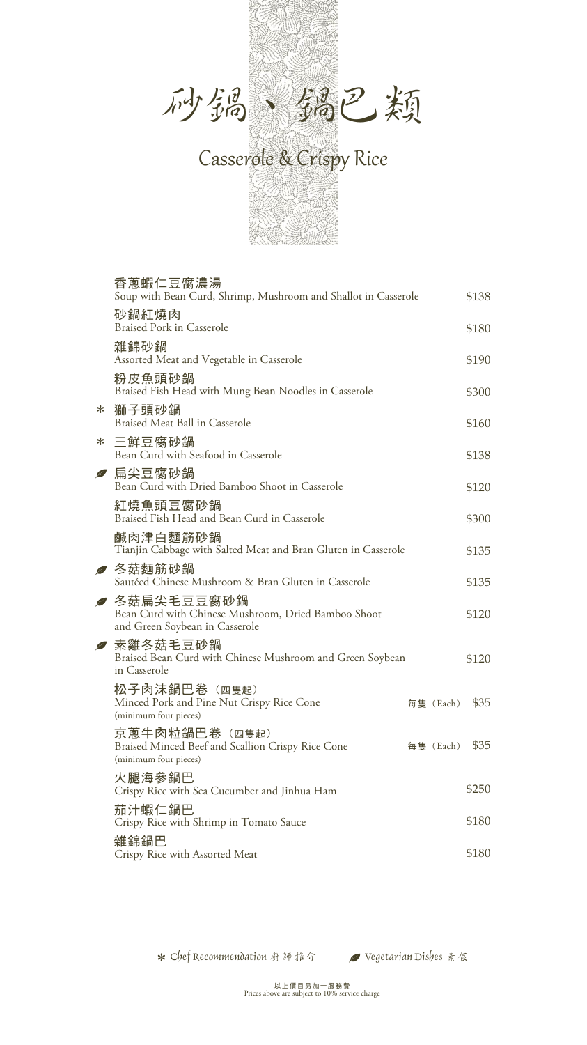# 砂鍋、鍋巴類

## Casserole & Crispy Rice

| | | |
|---|---|---|
| | 香蔥蝦仁豆腐濃湯<br>Soup with Bean Curd, Shrimp, Mushroom and Shallot in Casserole | $138 |
| | 砂鍋紅燒肉<br>Braised Pork in Casserole | $180 |
| | 雜錦砂鍋<br>Assorted Meat and Vegetable in Casserole | $190 |
| | 粉皮魚頭砂鍋<br>Braised Fish Head with Mung Bean Noodles in Casserole | $300 |
| * | 獅子頭砂鍋<br>Braised Meat Ball in Casserole | $160 |
| * | 三鮮豆腐砂鍋<br>Bean Curd with Seafood in Casserole | $138 |
| 🍃 | 扁尖豆腐砂鍋<br>Bean Curd with Dried Bamboo Shoot in Casserole | $120 |
| | 紅燒魚頭豆腐砂鍋<br>Braised Fish Head and Bean Curd in Casserole | $300 |
| | 鹹肉津白麵筋砂鍋<br>Tianjin Cabbage with Salted Meat and Bran Gluten in Casserole | $135 |
| 🍃 | 冬菇麵筋砂鍋<br>Sautéed Chinese Mushroom & Bran Gluten in Casserole | $135 |
| 🍃 | 冬菇扁尖毛豆豆腐砂鍋<br>Bean Curd with Chinese Mushroom, Dried Bamboo Shoot and Green Soybean in Casserole | $120 |
| 🍃 | 素雞冬菇毛豆砂鍋<br>Braised Bean Curd with Chinese Mushroom and Green Soybean in Casserole | $120 |
| | 松子肉沫鍋巴卷（四隻起）<br>Minced Pork and Pine Nut Crispy Rice Cone (minimum four pieces) | 每隻 (Each) $35 |
| | 京蔥牛肉粒鍋巴卷（四隻起）<br>Braised Minced Beef and Scallion Crispy Rice Cone (minimum four pieces) | 每隻 (Each) $35 |
| | 火腿海參鍋巴<br>Crispy Rice with Sea Cucumber and Jinhua Ham | $250 |
| | 茄汁蝦仁鍋巴<br>Crispy Rice with Shrimp in Tomato Sauce | $180 |
| | 雜錦鍋巴<br>Crispy Rice with Assorted Meat | $180 |

* Chef Recommendation 廚師推介　　🍃 Vegetarian Dishes 素食

以上價目另加一服務費
Prices above are subject to 10% service charge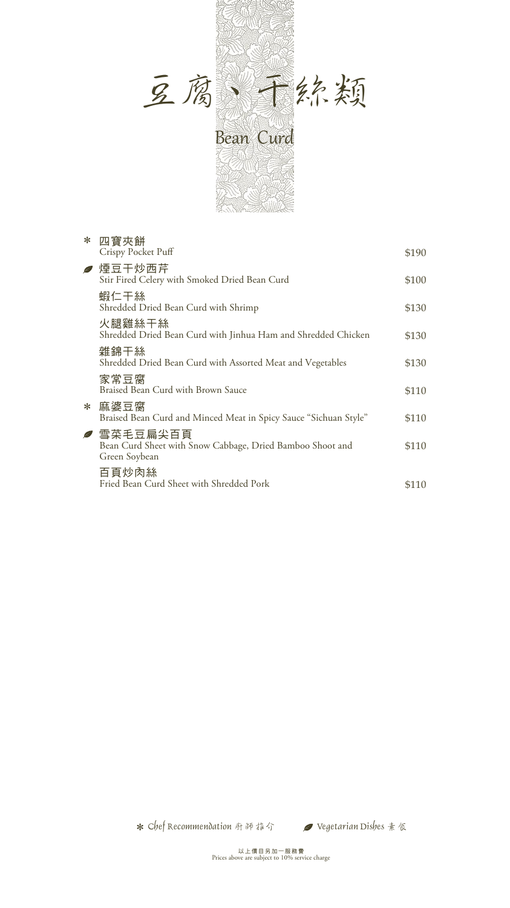# 豆腐、干絲類

## Bean Curd

| | | |
|---|---|---|
| * | 四寶夾餅<br>Crispy Pocket Puff | $190 |
| 🍃 | 煙豆干炒西芹<br>Stir Fired Celery with Smoked Dried Bean Curd | $100 |
| | 蝦仁干絲<br>Shredded Dried Bean Curd with Shrimp | $130 |
| | 火腿雞絲干絲<br>Shredded Dried Bean Curd with Jinhua Ham and Shredded Chicken | $130 |
| | 雜錦干絲<br>Shredded Dried Bean Curd with Assorted Meat and Vegetables | $130 |
| | 家常豆腐<br>Braised Bean Curd with Brown Sauce | $110 |
| * | 麻婆豆腐<br>Braised Bean Curd and Minced Meat in Spicy Sauce "Sichuan Style" | $110 |
| 🍃 | 雪菜毛豆扁尖百頁<br>Bean Curd Sheet with Snow Cabbage, Dried Bamboo Shoot and Green Soybean | $110 |
| | 百頁炒肉絲<br>Fried Bean Curd Sheet with Shredded Pork | $110 |

* Chef Recommendation 廚師推介　🍃 Vegetarian Dishes 素食

以上價目另加一服務費
Prices above are subject to 10% service charge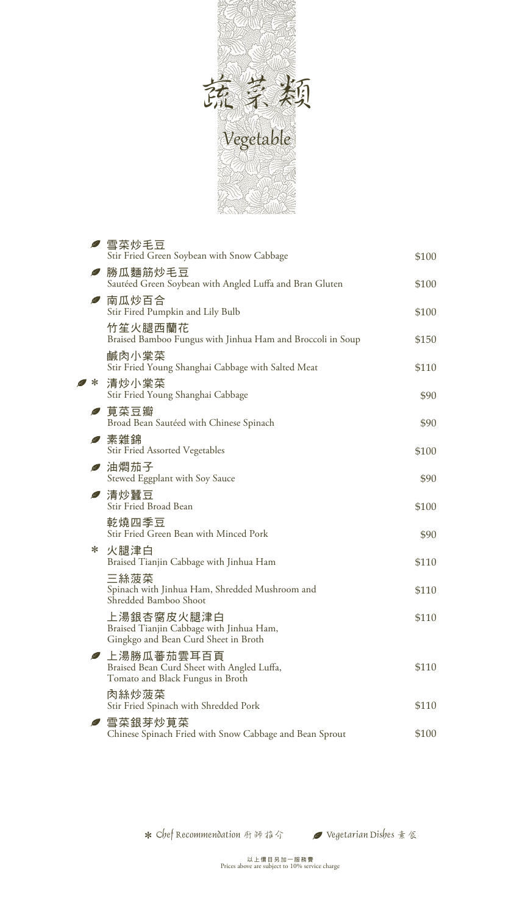# 蔬菜類
## Vegetable

| | | |
|---|---|---|
| 🌿 | 雪菜炒毛豆<br>Stir Fried Green Soybean with Snow Cabbage | $100 |
| 🌿 | 勝瓜麵筋炒毛豆<br>Sautéed Green Soybean with Angled Luffa and Bran Gluten | $100 |
| 🌿 | 南瓜炒百合<br>Stir Fired Pumpkin and Lily Bulb | $100 |
| | 竹笙火腿西蘭花<br>Braised Bamboo Fungus with Jinhua Ham and Broccoli in Soup | $150 |
| | 鹹肉小棠菜<br>Stir Fried Young Shanghai Cabbage with Salted Meat | $110 |
| 🌿 * | 清炒小棠菜<br>Stir Fried Young Shanghai Cabbage | $90 |
| 🌿 | 莧菜豆瓣<br>Broad Bean Sautéed with Chinese Spinach | $90 |
| 🌿 | 素雜錦<br>Stir Fried Assorted Vegetables | $100 |
| 🌿 | 油燜茄子<br>Stewed Eggplant with Soy Sauce | $90 |
| 🌿 | 清炒蠶豆<br>Stir Fried Broad Bean | $100 |
| | 乾燒四季豆<br>Stir Fried Green Bean with Minced Pork | $90 |
| * | 火腿津白<br>Braised Tianjin Cabbage with Jinhua Ham | $110 |
| | 三絲菠菜<br>Spinach with Jinhua Ham, Shredded Mushroom and Shredded Bamboo Shoot | $110 |
| | 上湯銀杏腐皮火腿津白<br>Braised Tianjin Cabbage with Jinhua Ham, Gingkgo and Bean Curd Sheet in Broth | $110 |
| 🌿 | 上湯勝瓜蕃茄雲耳百頁<br>Braised Bean Curd Sheet with Angled Luffa, Tomato and Black Fungus in Broth | $110 |
| | 肉絲炒菠菜<br>Stir Fried Spinach with Shredded Pork | $110 |
| 🌿 | 雪菜銀芽炒莧菜<br>Chinese Spinach Fried with Snow Cabbage and Bean Sprout | $100 |

* Chef Recommendation 廚師推介　🌿 Vegetarian Dishes 素食

以上價目另加一服務費
Prices above are subject to 10% service charge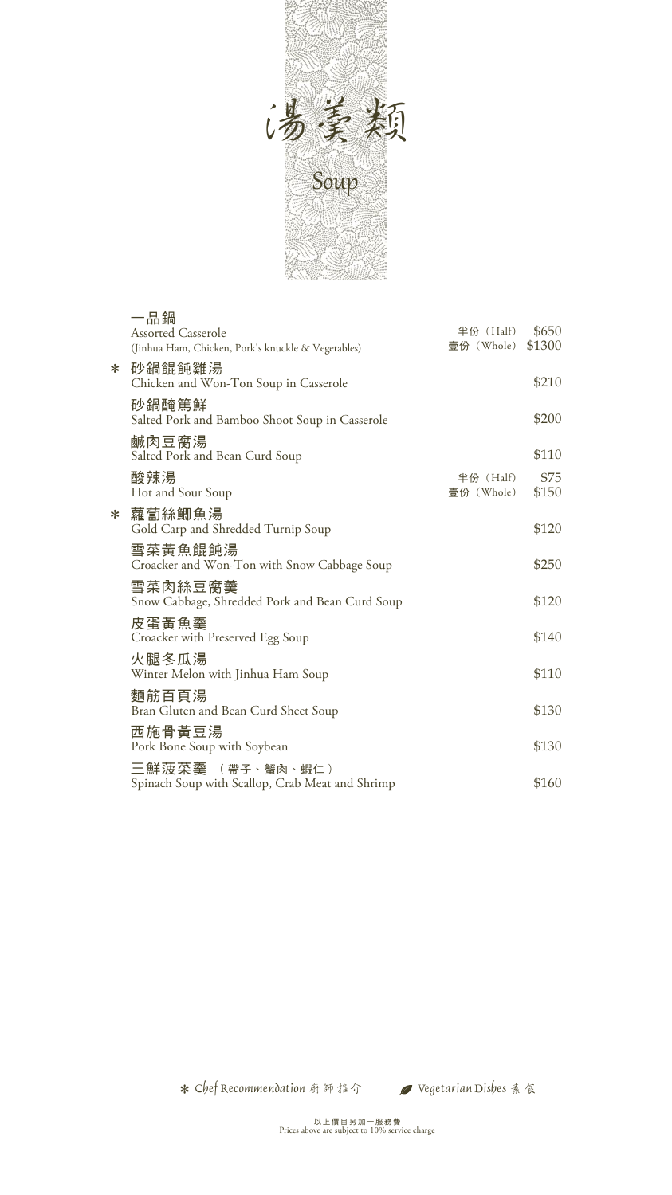# 湯羹類

## Soup

| | | | |
|---|---|---|---|
| | 一品鍋<br>Assorted Casserole<br>(Jinhua Ham, Chicken, Pork's knuckle & Vegetables) | 半份（Half）<br>壹份（Whole） | $650<br>$1300 |
| * | 砂鍋餛飩雞湯<br>Chicken and Won-Ton Soup in Casserole | | $210 |
| | 砂鍋醃篤鮮<br>Salted Pork and Bamboo Shoot Soup in Casserole | | $200 |
| | 鹹肉豆腐湯<br>Salted Pork and Bean Curd Soup | | $110 |
| | 酸辣湯<br>Hot and Sour Soup | 半份（Half）<br>壹份（Whole） | $75<br>$150 |
| * | 蘿蔔絲鯽魚湯<br>Gold Carp and Shredded Turnip Soup | | $120 |
| | 雪菜黃魚餛飩湯<br>Croacker and Won-Ton with Snow Cabbage Soup | | $250 |
| | 雪菜肉絲豆腐羹<br>Snow Cabbage, Shredded Pork and Bean Curd Soup | | $120 |
| | 皮蛋黃魚羹<br>Croacker with Preserved Egg Soup | | $140 |
| | 火腿冬瓜湯<br>Winter Melon with Jinhua Ham Soup | | $110 |
| | 麵筋百頁湯<br>Bran Gluten and Bean Curd Sheet Soup | | $130 |
| | 西施骨黃豆湯<br>Pork Bone Soup with Soybean | | $130 |
| | 三鮮菠菜羹 （帶子、蟹肉、蝦仁）<br>Spinach Soup with Scallop, Crab Meat and Shrimp | | $160 |

* Chef Recommendation 廚師推介　　Vegetarian Dishes 素食

以上價目另加一服務費
Prices above are subject to 10% service charge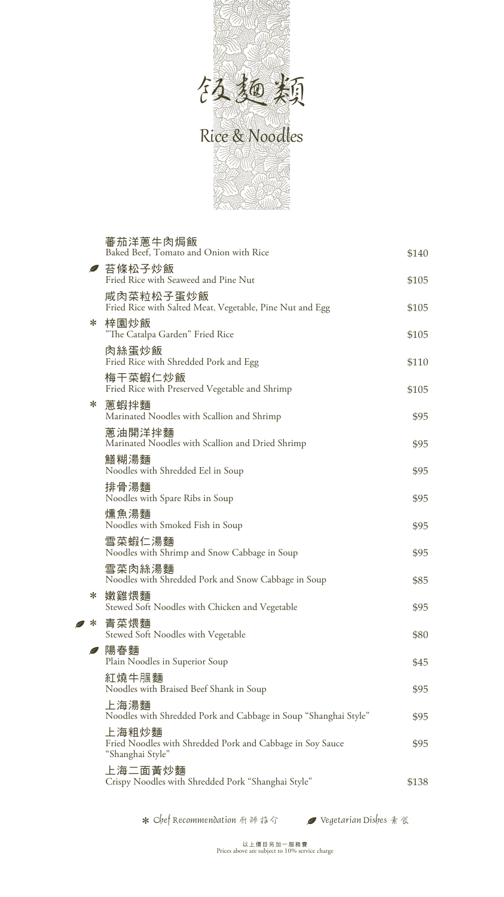# 飯麵類

## Rice & Noodles

| | | |
|---|---|---|
| | 蕃茄洋蔥牛肉焗飯<br>Baked Beef, Tomato and Onion with Rice | $140 |
| 🌿 | 苔條松子炒飯<br>Fried Rice with Seaweed and Pine Nut | $105 |
| | 咸肉菜粒松子蛋炒飯<br>Fried Rice with Salted Meat, Vegetable, Pine Nut and Egg | $105 |
| * | 梓園炒飯<br>"The Catalpa Garden" Fried Rice | $105 |
| | 肉絲蛋炒飯<br>Fried Rice with Shredded Pork and Egg | $110 |
| | 梅干菜蝦仁炒飯<br>Fried Rice with Preserved Vegetable and Shrimp | $105 |
| * | 蔥蝦拌麵<br>Marinated Noodles with Scallion and Shrimp | $95 |
| | 蔥油開洋拌麵<br>Marinated Noodles with Scallion and Dried Shrimp | $95 |
| | 鱔糊湯麵<br>Noodles with Shredded Eel in Soup | $95 |
| | 排骨湯麵<br>Noodles with Spare Ribs in Soup | $95 |
| | 燻魚湯麵<br>Noodles with Smoked Fish in Soup | $95 |
| | 雪菜蝦仁湯麵<br>Noodles with Shrimp and Snow Cabbage in Soup | $95 |
| | 雪菜肉絲湯麵<br>Noodles with Shredded Pork and Snow Cabbage in Soup | $85 |
| * | 嫩雞煨麵<br>Stewed Soft Noodles with Chicken and Vegetable | $95 |
| 🌿 * | 青菜煨麵<br>Stewed Soft Noodles with Vegetable | $80 |
| 🌿 | 陽春麵<br>Plain Noodles in Superior Soup | $45 |
| | 紅燒牛�País麵<br>Noodles with Braised Beef Shank in Soup | $95 |
| | 上海湯麵<br>Noodles with Shredded Pork and Cabbage in Soup "Shanghai Style" | $95 |
| | 上海粗炒麵<br>Fried Noodles with Shredded Pork and Cabbage in Soy Sauce "Shanghai Style" | $95 |
| | 上海二面黃炒麵<br>Crispy Noodles with Shredded Pork "Shanghai Style" | $138 |

* Chef Recommendation 廚師推介　🌿 Vegetarian Dishes 素食

以上價目另加一服務費
Prices above are subject to 10% service charge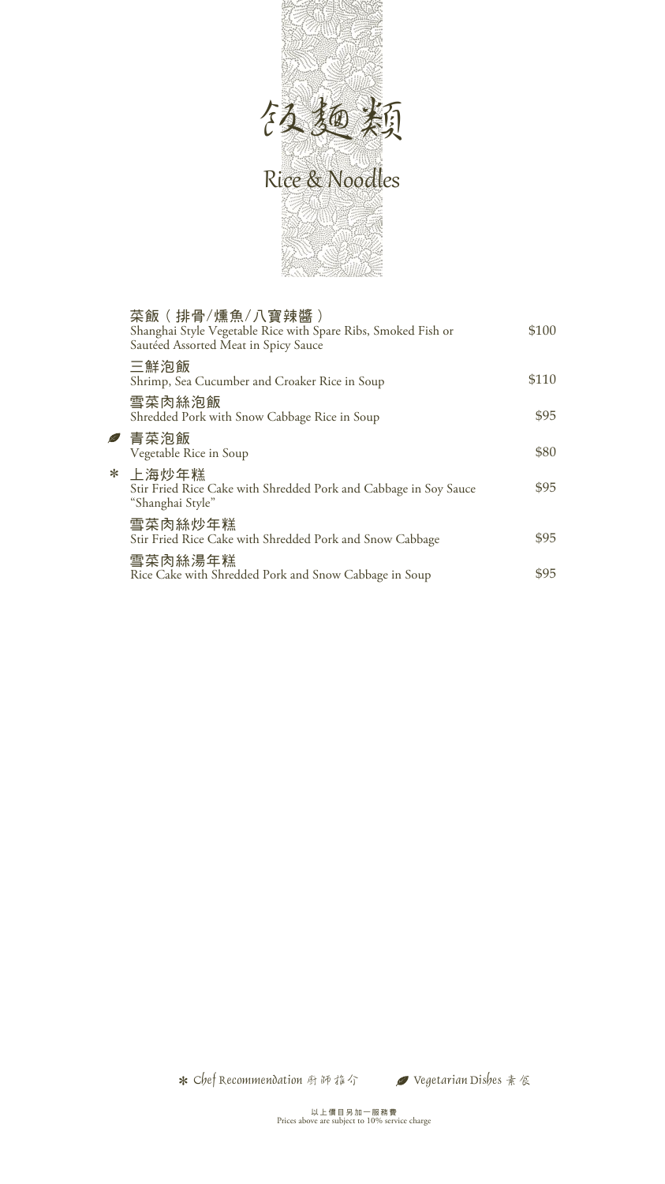# 飯麵類

## Rice & Noodles

| | | |
|---|---|---|
| | **菜飯（排骨/燻魚/八寶辣醬）**<br>Shanghai Style Vegetable Rice with Spare Ribs, Smoked Fish or Sautéed Assorted Meat in Spicy Sauce | $100 |
| | **三鮮泡飯**<br>Shrimp, Sea Cucumber and Croaker Rice in Soup | $110 |
| | **雪菜肉絲泡飯**<br>Shredded Pork with Snow Cabbage Rice in Soup | $95 |
| 🍃 | **青菜泡飯**<br>Vegetable Rice in Soup | $80 |
| * | **上海炒年糕**<br>Stir Fried Rice Cake with Shredded Pork and Cabbage in Soy Sauce "Shanghai Style" | $95 |
| | **雪菜肉絲炒年糕**<br>Stir Fried Rice Cake with Shredded Pork and Snow Cabbage | $95 |
| | **雪菜肉絲湯年糕**<br>Rice Cake with Shredded Pork and Snow Cabbage in Soup | $95 |

* Chef Recommendation 廚師推介　　🍃 Vegetarian Dishes 素食

以上價目另加一服務費
Prices above are subject to 10% service charge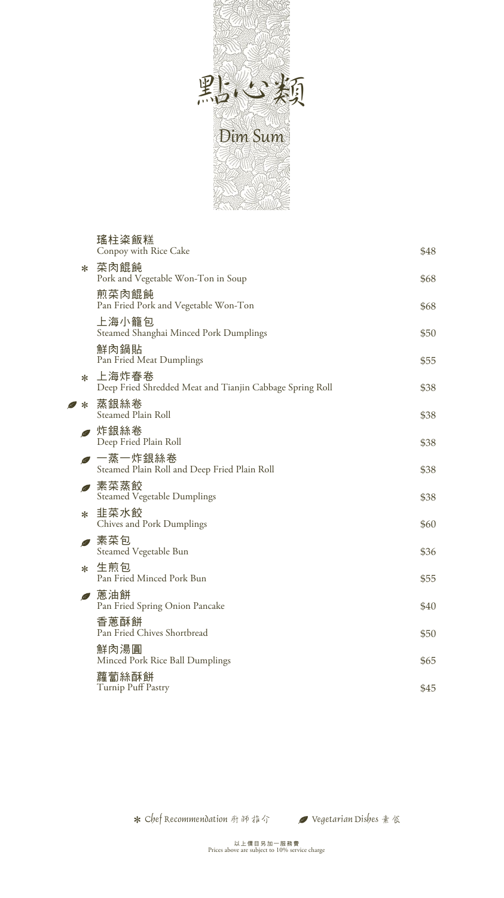# 點心類

## Dim Sum

| | | |
|---|---|---|
| | 瑤柱淥飯糕<br>Conpoy with Rice Cake | $48 |
| * | 菜肉餛飩<br>Pork and Vegetable Won-Ton in Soup | $68 |
| | 煎菜肉餛飩<br>Pan Fried Pork and Vegetable Won-Ton | $68 |
| | 上海小籠包<br>Steamed Shanghai Minced Pork Dumplings | $50 |
| | 鮮肉鍋貼<br>Pan Fried Meat Dumplings | $55 |
| * | 上海炸春卷<br>Deep Fried Shredded Meat and Tianjin Cabbage Spring Roll | $38 |
| 🍃 * | 蒸銀絲卷<br>Steamed Plain Roll | $38 |
| 🍃 | 炸銀絲卷<br>Deep Fried Plain Roll | $38 |
| 🍃 | 一蒸一炸銀絲卷<br>Steamed Plain Roll and Deep Fried Plain Roll | $38 |
| 🍃 | 素菜蒸餃<br>Steamed Vegetable Dumplings | $38 |
| * | 韭菜水餃<br>Chives and Pork Dumplings | $60 |
| 🍃 | 素菜包<br>Steamed Vegetable Bun | $36 |
| * | 生煎包<br>Pan Fried Minced Pork Bun | $55 |
| 🍃 | 蔥油餅<br>Pan Fried Spring Onion Pancake | $40 |
| | 香蔥酥餅<br>Pan Fried Chives Shortbread | $50 |
| | 鮮肉湯圓<br>Minced Pork Rice Ball Dumplings | $65 |
| | 蘿蔔絲酥餅<br>Turnip Puff Pastry | $45 |

* Chef Recommendation 廚師推介　　🍃 Vegetarian Dishes 素食

以上價目另加一服務費
Prices above are subject to 10% service charge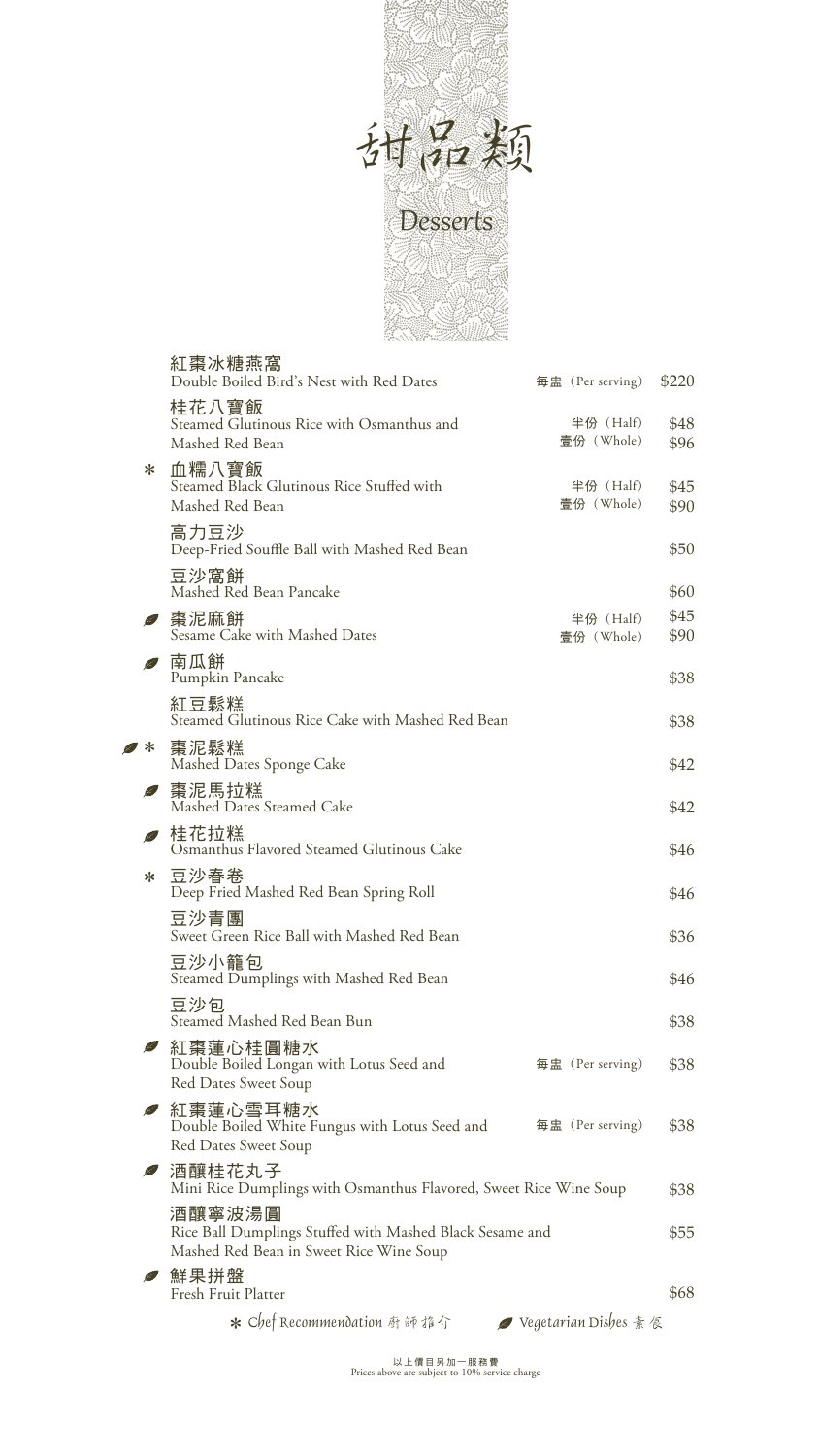# 甜品類

## Desserts

| | | | |
|---|---|---|---|
| | 紅棗冰糖燕窩<br>Double Boiled Bird's Nest with Red Dates | 每盅 (Per serving) | $220 |
| | 桂花八寶飯<br>Steamed Glutinous Rice with Osmanthus and Mashed Red Bean | 半份 (Half)<br>壹份 (Whole) | $48<br>$96 |
| * | 血糯八寶飯<br>Steamed Black Glutinous Rice Stuffed with Mashed Red Bean | 半份 (Half)<br>壹份 (Whole) | $45<br>$90 |
| | 高力豆沙<br>Deep-Fried Souffle Ball with Mashed Red Bean | | $50 |
| | 豆沙窩餅<br>Mashed Red Bean Pancake | | $60 |
| 🌿 | 棗泥麻餅<br>Sesame Cake with Mashed Dates | 半份 (Half)<br>壹份 (Whole) | $45<br>$90 |
| 🌿 | 南瓜餅<br>Pumpkin Pancake | | $38 |
| | 紅豆鬆糕<br>Steamed Glutinous Rice Cake with Mashed Red Bean | | $38 |
| 🌿 * | 棗泥鬆糕<br>Mashed Dates Sponge Cake | | $42 |
| 🌿 | 棗泥馬拉糕<br>Mashed Dates Steamed Cake | | $42 |
| 🌿 | 桂花拉糕<br>Osmanthus Flavored Steamed Glutinous Cake | | $46 |
| * | 豆沙春卷<br>Deep Fried Mashed Red Bean Spring Roll | | $46 |
| | 豆沙青團<br>Sweet Green Rice Ball with Mashed Red Bean | | $36 |
| | 豆沙小籠包<br>Steamed Dumplings with Mashed Red Bean | | $46 |
| | 豆沙包<br>Steamed Mashed Red Bean Bun | | $38 |
| 🌿 | 紅棗蓮心桂圓糖水<br>Double Boiled Longan with Lotus Seed and Red Dates Sweet Soup | 每盅 (Per serving) | $38 |
| 🌿 | 紅棗蓮心雪耳糖水<br>Double Boiled White Fungus with Lotus Seed and Red Dates Sweet Soup | 每盅 (Per serving) | $38 |
| 🌿 | 酒釀桂花丸子<br>Mini Rice Dumplings with Osmanthus Flavored, Sweet Rice Wine Soup | | $38 |
| | 酒釀寧波湯圓<br>Rice Ball Dumplings Stuffed with Mashed Black Sesame and Mashed Red Bean in Sweet Rice Wine Soup | | $55 |
| 🌿 | 鮮果拼盤<br>Fresh Fruit Platter | | $68 |

* Chef Recommendation 廚師推介　　🌿 Vegetarian Dishes 素食

以上價目另加一服務費
Prices above are subject to 10% service charge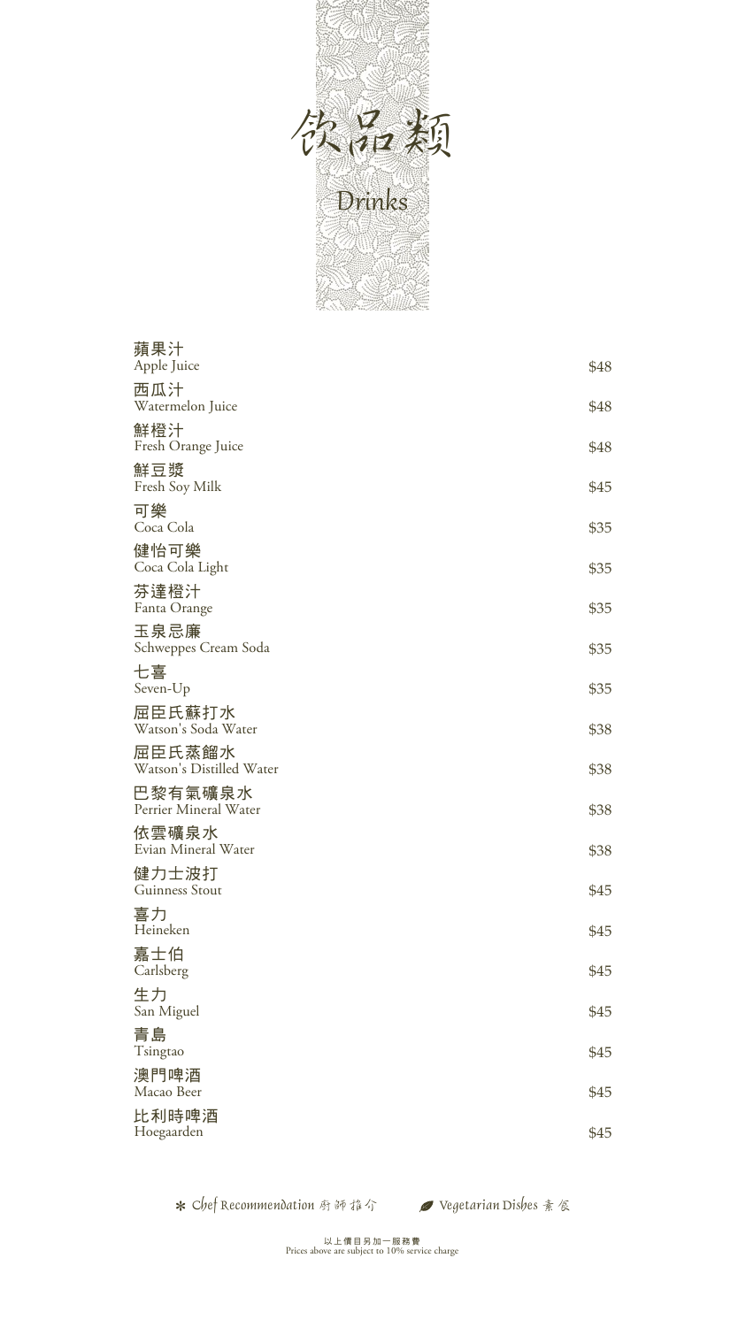# 飲品類

## Drinks

| | |
|---|---|
| 蘋果汁<br>Apple Juice | $48 |
| 西瓜汁<br>Watermelon Juice | $48 |
| 鮮橙汁<br>Fresh Orange Juice | $48 |
| 鮮豆漿<br>Fresh Soy Milk | $45 |
| 可樂<br>Coca Cola | $35 |
| 健怡可樂<br>Coca Cola Light | $35 |
| 芬達橙汁<br>Fanta Orange | $35 |
| 玉泉忌廉<br>Schweppes Cream Soda | $35 |
| 七喜<br>Seven-Up | $35 |
| 屈臣氏蘇打水<br>Watson's Soda Water | $38 |
| 屈臣氏蒸餾水<br>Watson's Distilled Water | $38 |
| 巴黎有氣礦泉水<br>Perrier Mineral Water | $38 |
| 依雲礦泉水<br>Evian Mineral Water | $38 |
| 健力士波打<br>Guinness Stout | $45 |
| 喜力<br>Heineken | $45 |
| 嘉士伯<br>Carlsberg | $45 |
| 生力<br>San Miguel | $45 |
| 青島<br>Tsingtao | $45 |
| 澳門啤酒<br>Macao Beer | $45 |
| 比利時啤酒<br>Hoegaarden | $45 |

* Chef Recommendation 廚師推介　　Vegetarian Dishes 素食

以上價目另加一服務費
Prices above are subject to 10% service charge